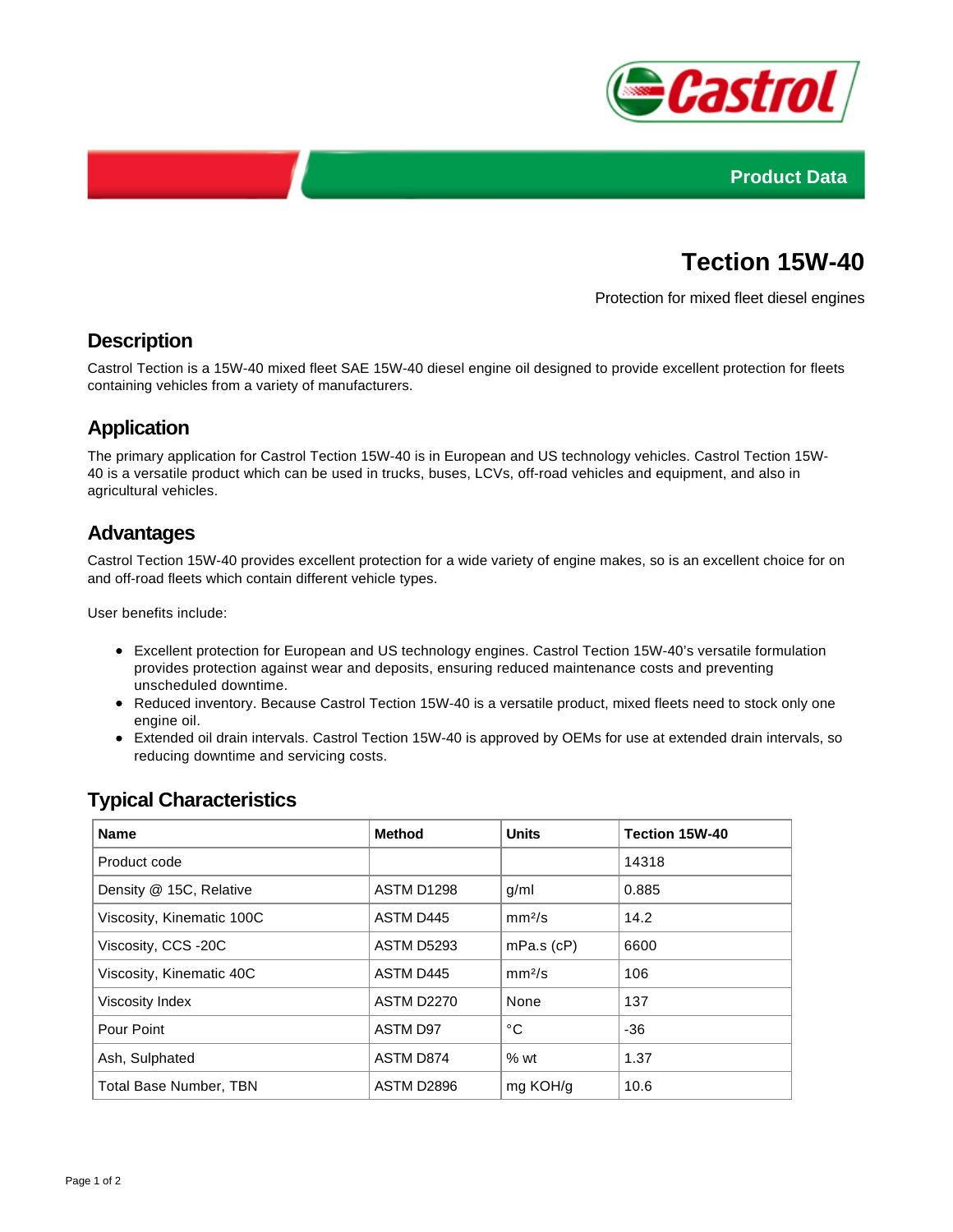Product Data

# Tection 15W-40

Protection for mixed fleet diesel engines

## Description

Castrol Tection is a 15W-40 mixed fleet SAE 15W-40 diesel engine oil designed to provide excellent protection for fleets containing vehicles from a variety of manufacturers.

## Application

The primary application for Castrol Tection 15W-40 is in European and US technology vehicles. Castrol Tection 15W-40 is a versatile product which can be used in trucks, buses, LCVs, off-road vehicles and equipment, and also in agricultural vehicles.

## Advantages

Castrol Tection 15W-40 provides excellent protection for a wide variety of engine makes, so is an excellent choice for on and off-road fleets which contain different vehicle types.

User benefits include:

- Excellent protection for European and US technology engines. Castrol Tection 15W-40's versatile formulation provides protection against wear and deposits, ensuring reduced maintenance costs and preventing unscheduled downtime.
- Reduced inventory. Because Castrol Tection 15W-40 is a versatile product, mixed fleets need to stock only one engine oil.
- Extended oil drain intervals. Castrol Tection 15W-40 is approved by OEMs for use at extended drain intervals, so reducing downtime and servicing costs.

## Typical Characteristics

| Name | Method | Units | Tection 15W-40 |
|---|---|---|---|
| Product code | | | 14318 |
| Density @ 15C, Relative | ASTM D1298 | g/ml | 0.885 |
| Viscosity, Kinematic 100C | ASTM D445 | mm²/s | 14.2 |
| Viscosity, CCS -20C | ASTM D5293 | mPa.s (cP) | 6600 |
| Viscosity, Kinematic 40C | ASTM D445 | mm²/s | 106 |
| Viscosity Index | ASTM D2270 | None | 137 |
| Pour Point | ASTM D97 | °C | -36 |
| Ash, Sulphated | ASTM D874 | % wt | 1.37 |
| Total Base Number, TBN | ASTM D2896 | mg KOH/g | 10.6 |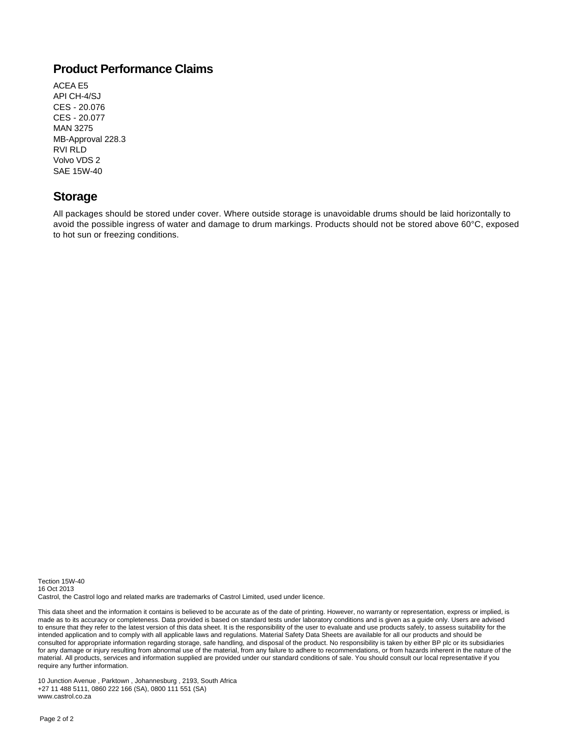## Product Performance Claims

ACEA E5
API CH-4/SJ
CES - 20.076
CES - 20.077
MAN 3275
MB-Approval 228.3
RVI RLD
Volvo VDS 2
SAE 15W-40

## Storage

All packages should be stored under cover. Where outside storage is unavoidable drums should be laid horizontally to avoid the possible ingress of water and damage to drum markings. Products should not be stored above 60°C, exposed to hot sun or freezing conditions.

Tection 15W-40
16 Oct 2013
Castrol, the Castrol logo and related marks are trademarks of Castrol Limited, used under licence.

This data sheet and the information it contains is believed to be accurate as of the date of printing. However, no warranty or representation, express or implied, is made as to its accuracy or completeness. Data provided is based on standard tests under laboratory conditions and is given as a guide only. Users are advised to ensure that they refer to the latest version of this data sheet. It is the responsibility of the user to evaluate and use products safely, to assess suitability for the intended application and to comply with all applicable laws and regulations. Material Safety Data Sheets are available for all our products and should be consulted for appropriate information regarding storage, safe handling, and disposal of the product. No responsibility is taken by either BP plc or its subsidiaries for any damage or injury resulting from abnormal use of the material, from any failure to adhere to recommendations, or from hazards inherent in the nature of the material. All products, services and information supplied are provided under our standard conditions of sale. You should consult our local representative if you require any further information.

10 Junction Avenue , Parktown , Johannesburg , 2193, South Africa
+27 11 488 5111, 0860 222 166 (SA), 0800 111 551 (SA)
www.castrol.co.za